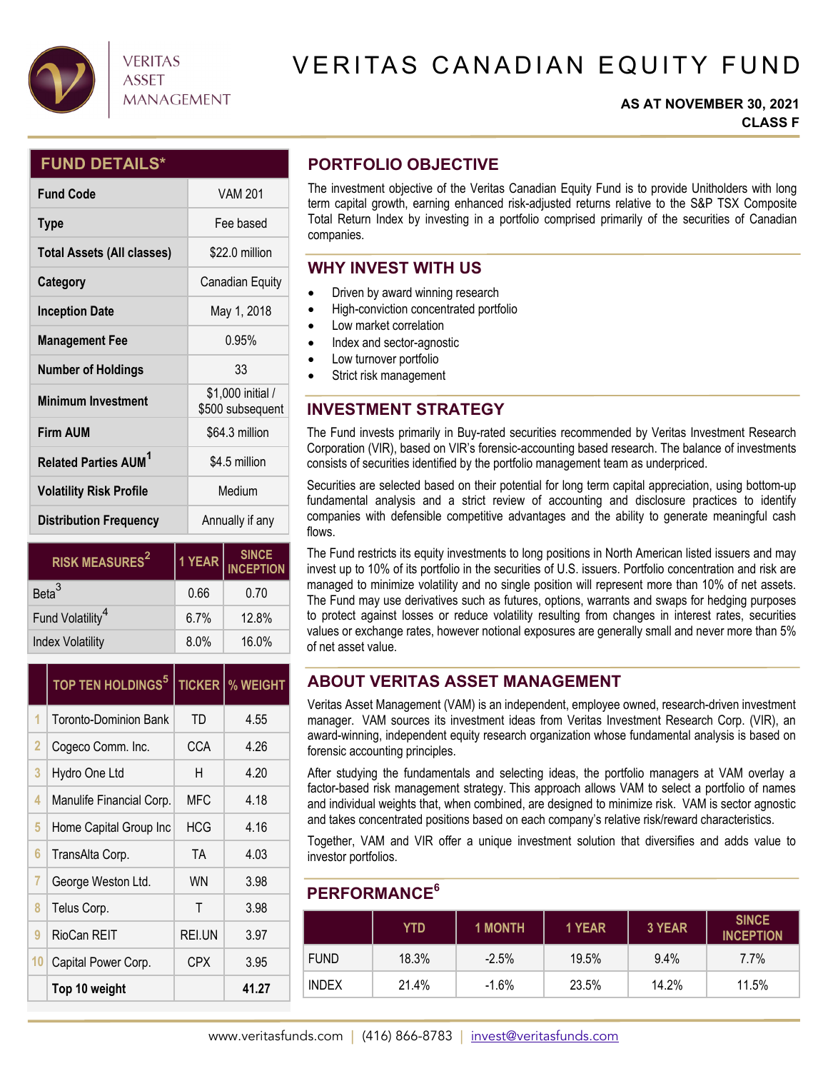VERITAS ASSET MANAGEMENT

# VERITAS CANADIAN EQUITY FUND

**AS AT NOVEMBER 30, 2021**
**CLASS F**

## FUND DETAILS*

| | |
|---|---|
| **Fund Code** | VAM 201 |
| **Type** | Fee based |
| **Total Assets (All classes)** | $22.0 million |
| **Category** | Canadian Equity |
| **Inception Date** | May 1, 2018 |
| **Management Fee** | 0.95% |
| **Number of Holdings** | 33 |
| **Minimum Investment** | $1,000 initial / $500 subsequent |
| **Firm AUM** | $64.3 million |
| **Related Parties AUM[1]** | $4.5 million |
| **Volatility Risk Profile** | Medium |
| **Distribution Frequency** | Annually if any |

| RISK MEASURES[2] | 1 YEAR | SINCE INCEPTION |
|---|---|---|
| Beta[3] | 0.66 | 0.70 |
| Fund Volatility[4] | 6.7% | 12.8% |
| Index Volatility | 8.0% | 16.0% |

| | TOP TEN HOLDINGS[5] | TICKER | % WEIGHT |
|---|---|---|---|
| 1 | Toronto-Dominion Bank | TD | 4.55 |
| 2 | Cogeco Comm. Inc. | CCA | 4.26 |
| 3 | Hydro One Ltd | H | 4.20 |
| 4 | Manulife Financial Corp. | MFC | 4.18 |
| 5 | Home Capital Group Inc | HCG | 4.16 |
| 6 | TransAlta Corp. | TA | 4.03 |
| 7 | George Weston Ltd. | WN | 3.98 |
| 8 | Telus Corp. | T | 3.98 |
| 9 | RioCan REIT | REI.UN | 3.97 |
| 10 | Capital Power Corp. | CPX | 3.95 |
| | **Top 10 weight** | | **41.27** |

## PORTFOLIO OBJECTIVE

The investment objective of the Veritas Canadian Equity Fund is to provide Unitholders with long term capital growth, earning enhanced risk-adjusted returns relative to the S&P TSX Composite Total Return Index by investing in a portfolio comprised primarily of the securities of Canadian companies.

## WHY INVEST WITH US

- Driven by award winning research
- High-conviction concentrated portfolio
- Low market correlation
- Index and sector-agnostic
- Low turnover portfolio
- Strict risk management

## INVESTMENT STRATEGY

The Fund invests primarily in Buy-rated securities recommended by Veritas Investment Research Corporation (VIR), based on VIR's forensic-accounting based research. The balance of investments consists of securities identified by the portfolio management team as underpriced.

Securities are selected based on their potential for long term capital appreciation, using bottom-up fundamental analysis and a strict review of accounting and disclosure practices to identify companies with defensible competitive advantages and the ability to generate meaningful cash flows.

The Fund restricts its equity investments to long positions in North American listed issuers and may invest up to 10% of its portfolio in the securities of U.S. issuers. Portfolio concentration and risk are managed to minimize volatility and no single position will represent more than 10% of net assets. The Fund may use derivatives such as futures, options, warrants and swaps for hedging purposes to protect against losses or reduce volatility resulting from changes in interest rates, securities values or exchange rates, however notional exposures are generally small and never more than 5% of net asset value.

## ABOUT VERITAS ASSET MANAGEMENT

Veritas Asset Management (VAM) is an independent, employee owned, research-driven investment manager. VAM sources its investment ideas from Veritas Investment Research Corp. (VIR), an award-winning, independent equity research organization whose fundamental analysis is based on forensic accounting principles.

After studying the fundamentals and selecting ideas, the portfolio managers at VAM overlay a factor-based risk management strategy. This approach allows VAM to select a portfolio of names and individual weights that, when combined, are designed to minimize risk. VAM is sector agnostic and takes concentrated positions based on each company's relative risk/reward characteristics.

Together, VAM and VIR offer a unique investment solution that diversifies and adds value to investor portfolios.

## PERFORMANCE[6]

| | YTD | 1 MONTH | 1 YEAR | 3 YEAR | SINCE INCEPTION |
|---|---|---|---|---|---|
| FUND | 18.3% | -2.5% | 19.5% | 9.4% | 7.7% |
| INDEX | 21.4% | -1.6% | 23.5% | 14.2% | 11.5% |

www.veritasfunds.com | (416) 866-8783 | invest@veritasfunds.com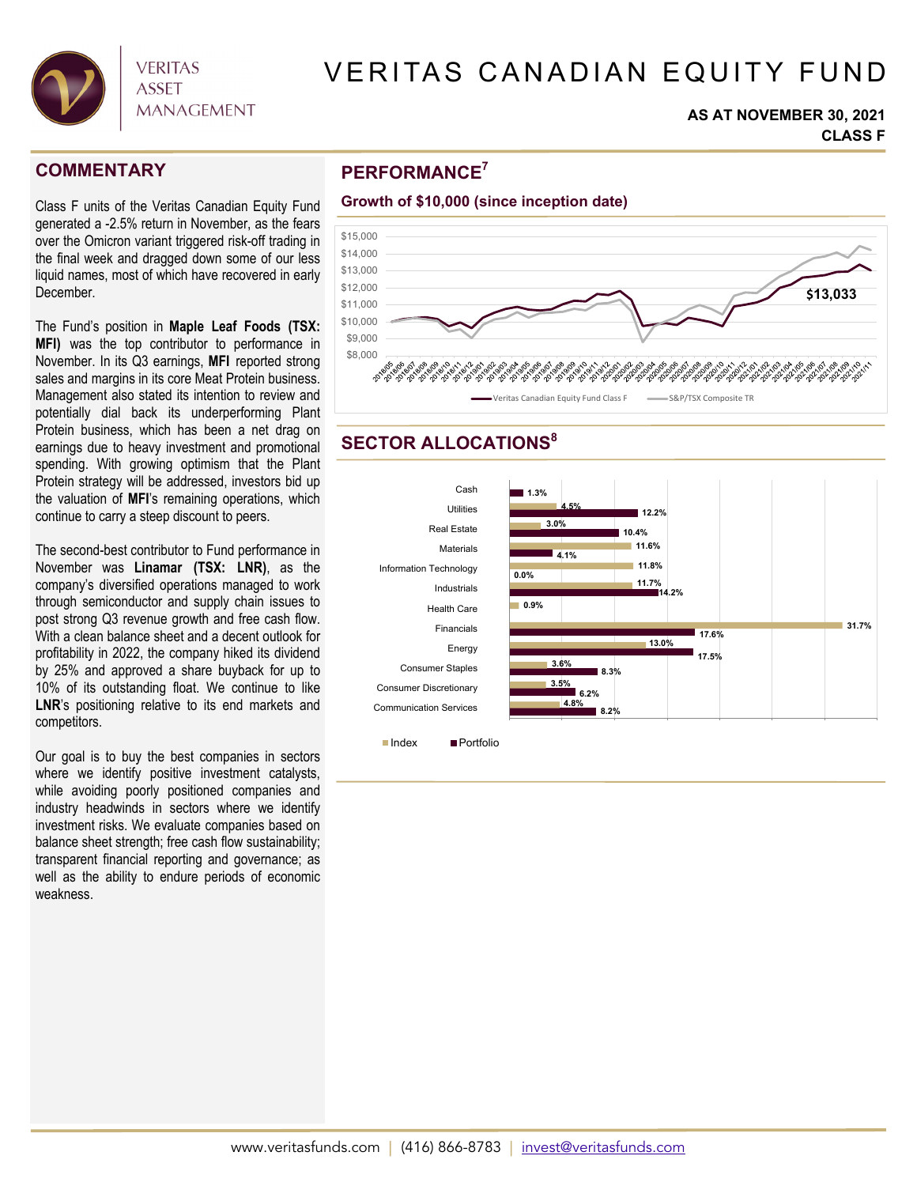# VERITAS CANADIAN EQUITY FUND

**AS AT NOVEMBER 30, 2021**
**CLASS F**

## COMMENTARY

Class F units of the Veritas Canadian Equity Fund generated a -2.5% return in November, as the fears over the Omicron variant triggered risk-off trading in the final week and dragged down some of our less liquid names, most of which have recovered in early December.

The Fund's position in **Maple Leaf Foods (TSX: MFI)** was the top contributor to performance in November. In its Q3 earnings, **MFI** reported strong sales and margins in its core Meat Protein business. Management also stated its intention to review and potentially dial back its underperforming Plant Protein business, which has been a net drag on earnings due to heavy investment and promotional spending. With growing optimism that the Plant Protein strategy will be addressed, investors bid up the valuation of **MFI**'s remaining operations, which continue to carry a steep discount to peers.

The second-best contributor to Fund performance in November was **Linamar (TSX: LNR)**, as the company's diversified operations managed to work through semiconductor and supply chain issues to post strong Q3 revenue growth and free cash flow. With a clean balance sheet and a decent outlook for profitability in 2022, the company hiked its dividend by 25% and approved a share buyback for up to 10% of its outstanding float. We continue to like **LNR**'s positioning relative to its end markets and competitors.

Our goal is to buy the best companies in sectors where we identify positive investment catalysts, while avoiding poorly positioned companies and industry headwinds in sectors where we identify investment risks. We evaluate companies based on balance sheet strength; free cash flow sustainability; transparent financial reporting and governance; as well as the ability to endure periods of economic weakness.

## PERFORMANCE[7]

**Growth of $10,000 (since inception date)**

Veritas Canadian Equity Fund Class F: $13,033 (vs. S&P/TSX Composite TR), 2018/05 – 2021/11

## SECTOR ALLOCATIONS[8]

| Sector | Index | Portfolio |
|---|---|---|
| Cash | | 1.3% |
| Utilities | 4.5% | 12.2% |
| Real Estate | 3.0% | 10.4% |
| Materials | 11.6% | 4.1% |
| Information Technology | 11.8% | 0.0% |
| Industrials | 11.7% | 14.2% |
| Health Care | 0.9% | |
| Financials | 31.7% | 17.6% |
| Energy | 13.0% | 17.5% |
| Consumer Staples | 3.6% | 8.3% |
| Consumer Discretionary | 3.5% | 6.2% |
| Communication Services | 4.8% | 8.2% |

www.veritasfunds.com | (416) 866-8783 | invest@veritasfunds.com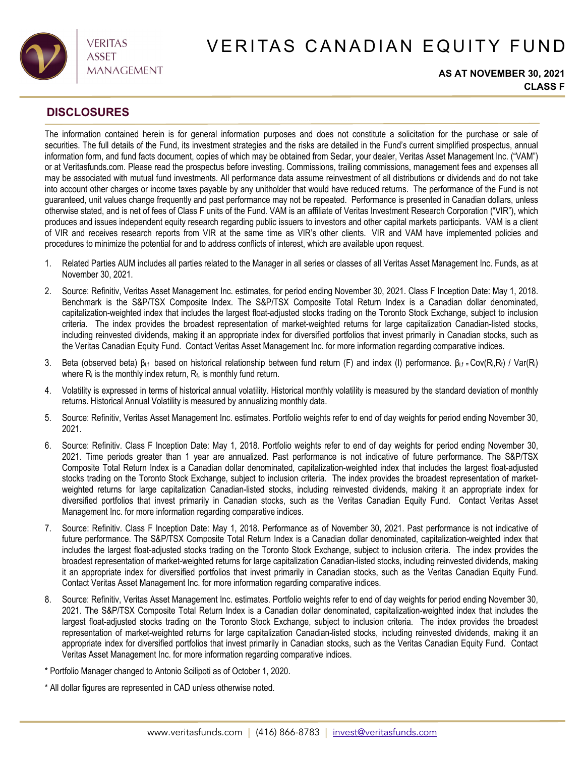# VERITAS CANADIAN EQUITY FUND

**AS AT NOVEMBER 30, 2021**
**CLASS F**

## DISCLOSURES

The information contained herein is for general information purposes and does not constitute a solicitation for the purchase or sale of securities. The full details of the Fund, its investment strategies and the risks are detailed in the Fund's current simplified prospectus, annual information form, and fund facts document, copies of which may be obtained from Sedar, your dealer, Veritas Asset Management Inc. ("VAM") or at Veritasfunds.com. Please read the prospectus before investing. Commissions, trailing commissions, management fees and expenses all may be associated with mutual fund investments. All performance data assume reinvestment of all distributions or dividends and do not take into account other charges or income taxes payable by any unitholder that would have reduced returns. The performance of the Fund is not guaranteed, unit values change frequently and past performance may not be repeated. Performance is presented in Canadian dollars, unless otherwise stated, and is net of fees of Class F units of the Fund. VAM is an affiliate of Veritas Investment Research Corporation ("VIR"), which produces and issues independent equity research regarding public issuers to investors and other capital markets participants. VAM is a client of VIR and receives research reports from VIR at the same time as VIR's other clients. VIR and VAM have implemented policies and procedures to minimize the potential for and to address conflicts of interest, which are available upon request.

1. Related Parties AUM includes all parties related to the Manager in all series or classes of all Veritas Asset Management Inc. Funds, as at November 30, 2021.
2. Source: Refinitiv, Veritas Asset Management Inc. estimates, for period ending November 30, 2021. Class F Inception Date: May 1, 2018. Benchmark is the S&P/TSX Composite Index. The S&P/TSX Composite Total Return Index is a Canadian dollar denominated, capitalization-weighted index that includes the largest float-adjusted stocks trading on the Toronto Stock Exchange, subject to inclusion criteria. The index provides the broadest representation of market-weighted returns for large capitalization Canadian-listed stocks, including reinvested dividends, making it an appropriate index for diversified portfolios that invest primarily in Canadian stocks, such as the Veritas Canadian Equity Fund. Contact Veritas Asset Management Inc. for more information regarding comparative indices.
3. Beta (observed beta) $\beta_{i,f}$ based on historical relationship between fund return (F) and index (I) performance. $\beta_{i,f} = Cov(R_i,R_f) / Var(R_i)$ where $R_i$ is the monthly index return, $R_f$, is monthly fund return.
4. Volatility is expressed in terms of historical annual volatility. Historical monthly volatility is measured by the standard deviation of monthly returns. Historical Annual Volatility is measured by annualizing monthly data.
5. Source: Refinitiv, Veritas Asset Management Inc. estimates. Portfolio weights refer to end of day weights for period ending November 30, 2021.
6. Source: Refinitiv. Class F Inception Date: May 1, 2018. Portfolio weights refer to end of day weights for period ending November 30, 2021. Time periods greater than 1 year are annualized. Past performance is not indicative of future performance. The S&P/TSX Composite Total Return Index is a Canadian dollar denominated, capitalization-weighted index that includes the largest float-adjusted stocks trading on the Toronto Stock Exchange, subject to inclusion criteria. The index provides the broadest representation of market-weighted returns for large capitalization Canadian-listed stocks, including reinvested dividends, making it an appropriate index for diversified portfolios that invest primarily in Canadian stocks, such as the Veritas Canadian Equity Fund. Contact Veritas Asset Management Inc. for more information regarding comparative indices.
7. Source: Refinitiv. Class F Inception Date: May 1, 2018. Performance as of November 30, 2021. Past performance is not indicative of future performance. The S&P/TSX Composite Total Return Index is a Canadian dollar denominated, capitalization-weighted index that includes the largest float-adjusted stocks trading on the Toronto Stock Exchange, subject to inclusion criteria. The index provides the broadest representation of market-weighted returns for large capitalization Canadian-listed stocks, including reinvested dividends, making it an appropriate index for diversified portfolios that invest primarily in Canadian stocks, such as the Veritas Canadian Equity Fund. Contact Veritas Asset Management Inc. for more information regarding comparative indices.
8. Source: Refinitiv, Veritas Asset Management Inc. estimates. Portfolio weights refer to end of day weights for period ending November 30, 2021. The S&P/TSX Composite Total Return Index is a Canadian dollar denominated, capitalization-weighted index that includes the largest float-adjusted stocks trading on the Toronto Stock Exchange, subject to inclusion criteria. The index provides the broadest representation of market-weighted returns for large capitalization Canadian-listed stocks, including reinvested dividends, making it an appropriate index for diversified portfolios that invest primarily in Canadian stocks, such as the Veritas Canadian Equity Fund. Contact Veritas Asset Management Inc. for more information regarding comparative indices.

* Portfolio Manager changed to Antonio Scilipoti as of October 1, 2020.

* All dollar figures are represented in CAD unless otherwise noted.

www.veritasfunds.com | (416) 866-8783 | invest@veritasfunds.com